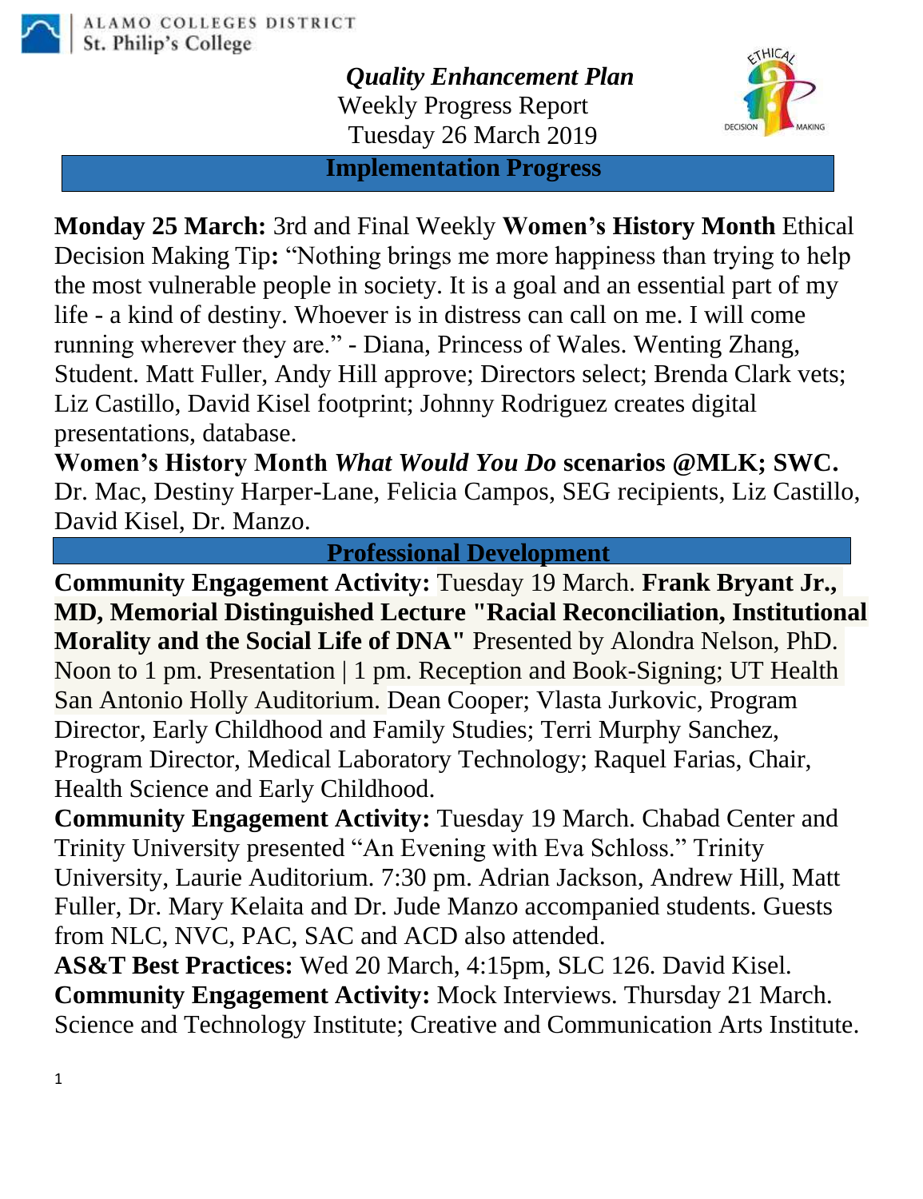ALAMO COLLEGES DISTRICT
St. Philip's College

***Quality Enhancement Plan***

Weekly Progress Report

Tuesday 26 March 2019

## Implementation Progress

**Monday 25 March:** 3rd and Final Weekly **Women's History Month** Ethical Decision Making Tip**:** "Nothing brings me more happiness than trying to help the most vulnerable people in society. It is a goal and an essential part of my life - a kind of destiny. Whoever is in distress can call on me. I will come running wherever they are." - Diana, Princess of Wales. Wenting Zhang, Student. Matt Fuller, Andy Hill approve; Directors select; Brenda Clark vets; Liz Castillo, David Kisel footprint; Johnny Rodriguez creates digital presentations, database.

**Women's History Month *What Would You Do* scenarios @MLK; SWC.** Dr. Mac, Destiny Harper-Lane, Felicia Campos, SEG recipients, Liz Castillo, David Kisel, Dr. Manzo.

## Professional Development

**Community Engagement Activity:** Tuesday 19 March. **Frank Bryant Jr., MD, Memorial Distinguished Lecture "Racial Reconciliation, Institutional Morality and the Social Life of DNA"** Presented by Alondra Nelson, PhD. Noon to 1 pm. Presentation | 1 pm. Reception and Book-Signing; UT Health San Antonio Holly Auditorium. Dean Cooper; Vlasta Jurkovic, Program Director, Early Childhood and Family Studies; Terri Murphy Sanchez, Program Director, Medical Laboratory Technology; Raquel Farias, Chair, Health Science and Early Childhood.

**Community Engagement Activity:** Tuesday 19 March. Chabad Center and Trinity University presented "An Evening with Eva Schloss." Trinity University, Laurie Auditorium. 7:30 pm. Adrian Jackson, Andrew Hill, Matt Fuller, Dr. Mary Kelaita and Dr. Jude Manzo accompanied students. Guests from NLC, NVC, PAC, SAC and ACD also attended.

**AS&T Best Practices:** Wed 20 March, 4:15pm, SLC 126. David Kisel.

**Community Engagement Activity:** Mock Interviews. Thursday 21 March. Science and Technology Institute; Creative and Communication Arts Institute.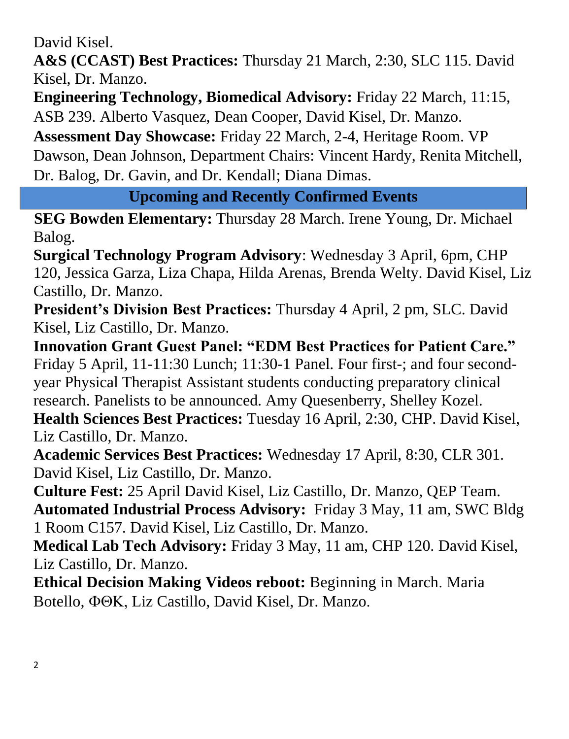David Kisel.

**A&S (CCAST) Best Practices:** Thursday 21 March, 2:30, SLC 115. David Kisel, Dr. Manzo.

**Engineering Technology, Biomedical Advisory:** Friday 22 March, 11:15, ASB 239. Alberto Vasquez, Dean Cooper, David Kisel, Dr. Manzo.

**Assessment Day Showcase:** Friday 22 March, 2-4, Heritage Room. VP Dawson, Dean Johnson, Department Chairs: Vincent Hardy, Renita Mitchell, Dr. Balog, Dr. Gavin, and Dr. Kendall; Diana Dimas.

## Upcoming and Recently Confirmed Events

**SEG Bowden Elementary:** Thursday 28 March. Irene Young, Dr. Michael Balog.

**Surgical Technology Program Advisory**: Wednesday 3 April, 6pm, CHP 120, Jessica Garza, Liza Chapa, Hilda Arenas, Brenda Welty. David Kisel, Liz Castillo, Dr. Manzo.

**President's Division Best Practices:** Thursday 4 April, 2 pm, SLC. David Kisel, Liz Castillo, Dr. Manzo.

**Innovation Grant Guest Panel: "EDM Best Practices for Patient Care."** Friday 5 April, 11-11:30 Lunch; 11:30-1 Panel. Four first-; and four second-year Physical Therapist Assistant students conducting preparatory clinical research. Panelists to be announced. Amy Quesenberry, Shelley Kozel.

**Health Sciences Best Practices:** Tuesday 16 April, 2:30, CHP. David Kisel, Liz Castillo, Dr. Manzo.

**Academic Services Best Practices:** Wednesday 17 April, 8:30, CLR 301. David Kisel, Liz Castillo, Dr. Manzo.

**Culture Fest:** 25 April David Kisel, Liz Castillo, Dr. Manzo, QEP Team.

**Automated Industrial Process Advisory:** Friday 3 May, 11 am, SWC Bldg 1 Room C157. David Kisel, Liz Castillo, Dr. Manzo.

**Medical Lab Tech Advisory:** Friday 3 May, 11 am, CHP 120. David Kisel, Liz Castillo, Dr. Manzo.

**Ethical Decision Making Videos reboot:** Beginning in March. Maria Botello, ΦΘΚ, Liz Castillo, David Kisel, Dr. Manzo.